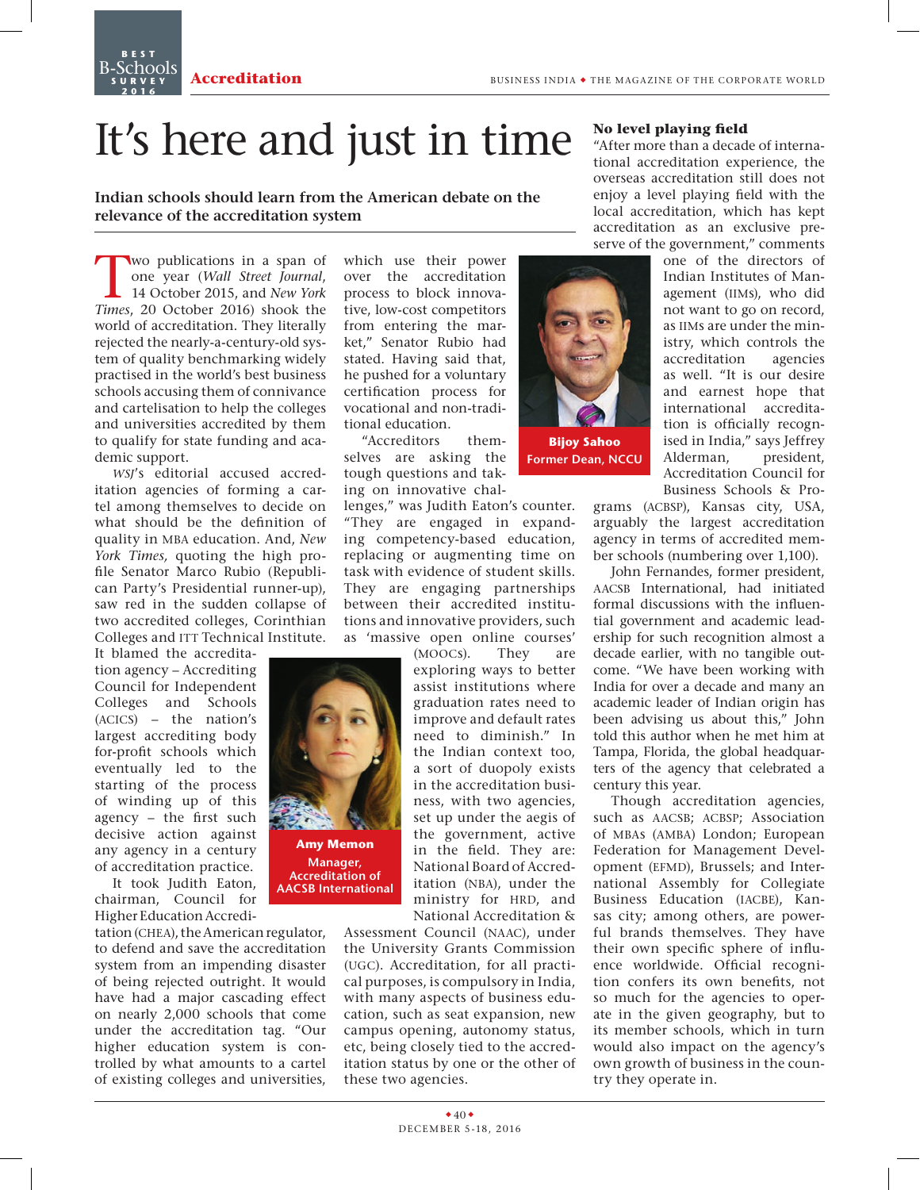Accreditation

# It's here and just in time

**Indian schools should learn from the American debate on the relevance of the accreditation system**

Two publications in a span of one year (*Wall Street Journal*, 14 October 2015, and *New York Times*, 20 October 2016) shook the world of accreditation. They literally rejected the nearly-a-century-old system of quality benchmarking widely practised in the world's best business schools accusing them of connivance and cartelisation to help the colleges and universities accredited by them to qualify for state funding and academic support.

*WSJ*'s editorial accused accreditation agencies of forming a cartel among themselves to decide on what should be the definition of quality in MBA education. And, *New York Times*, quoting the high profile Senator Marco Rubio (Republican Party's Presidential runner-up), saw red in the sudden collapse of two accredited colleges, Corinthian Colleges and ITT Technical Institute. It blamed the accreditation agency – Accrediting Council for Independent Colleges and Schools (ACICS) – the nation's largest accrediting body for-profit schools which eventually led to the starting of the process of winding up of this agency – the first such decisive action against any agency in a century of accreditation practice.

Amy Memon
Manager, Accreditation of AACSB International

It took Judith Eaton, chairman, Council for Higher Education Accreditation (CHEA), the American regulator, to defend and save the accreditation system from an impending disaster of being rejected outright. It would have had a major cascading effect on nearly 2,000 schools that come under the accreditation tag. "Our higher education system is controlled by what amounts to a cartel of existing colleges and universities, which use their power over the accreditation process to block innovative, low-cost competitors from entering the market," Senator Rubio had stated. Having said that, he pushed for a voluntary certification process for vocational and non-traditional education.

Bijoy Sahoo
Former Dean, NCCU

"Accreditors themselves are asking the tough questions and taking on innovative challenges," was Judith Eaton's counter. "They are engaged in expanding competency-based education, replacing or augmenting time on task with evidence of student skills. They are engaging partnerships between their accredited institutions and innovative providers, such as 'massive open online courses' (MOOCs). They are exploring ways to better assist institutions where graduation rates need to improve and default rates need to diminish." In the Indian context too, a sort of duopoly exists in the accreditation business, with two agencies, set up under the aegis of the government, active in the field. They are: National Board of Accreditation (NBA), under the ministry for HRD, and National Accreditation & Assessment Council (NAAC), under the University Grants Commission (UGC). Accreditation, for all practical purposes, is compulsory in India, with many aspects of business education, such as seat expansion, new campus opening, autonomy status, etc, being closely tied to the accreditation status by one or the other of these two agencies.

### No level playing field

"After more than a decade of international accreditation experience, the overseas accreditation still does not enjoy a level playing field with the local accreditation, which has kept accreditation as an exclusive preserve of the government," comments one of the directors of Indian Institutes of Management (IIMs), who did not want to go on record, as IIMs are under the ministry, which controls the accreditation agencies as well. "It is our desire and earnest hope that international accreditation is officially recognised in India," says Jeffrey Alderman, president, Accreditation Council for Business Schools & Programs (ACBSP), Kansas city, USA, arguably the largest accreditation agency in terms of accredited member schools (numbering over 1,100).

John Fernandes, former president, AACSB International, had initiated formal discussions with the influential government and academic leadership for such recognition almost a decade earlier, with no tangible outcome. "We have been working with India for over a decade and many an academic leader of Indian origin has been advising us about this," John told this author when he met him at Tampa, Florida, the global headquarters of the agency that celebrated a century this year.

Though accreditation agencies, such as AACSB; ACBSP; Association of MBAs (AMBA) London; European Federation for Management Development (EFMD), Brussels; and International Assembly for Collegiate Business Education (IACBE), Kansas city; among others, are powerful brands themselves. They have their own specific sphere of influence worldwide. Official recognition confers its own benefits, not so much for the agencies to operate in the given geography, but to its member schools, which in turn would also impact on the agency's own growth of business in the country they operate in.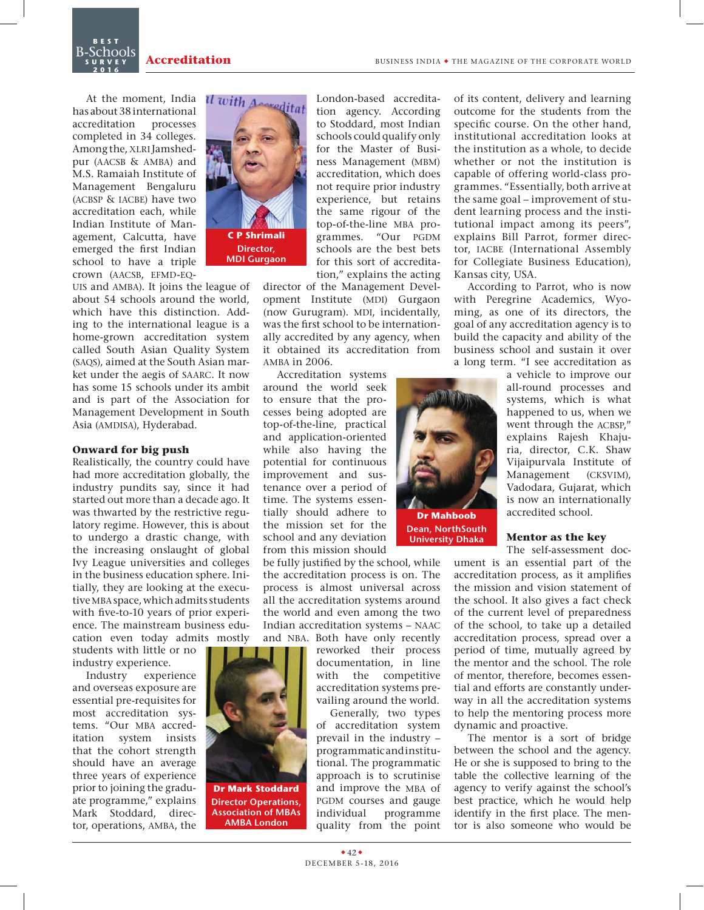At the moment, India has about 38 international accreditation processes completed in 34 colleges. Among the, XLRI Jamshedpur (AACSB & AMBA) and M.S. Ramaiah Institute of Management Bengaluru (ACBSP & IACBE) have two accreditation each, while Indian Institute of Management, Calcutta, have emerged the first Indian school to have a triple crown (AACSB, EFMD-EQUIS and AMBA). It joins the league of about 54 schools around the world, which have this distinction. Adding to the international league is a home-grown accreditation system called South Asian Quality System (SAQS), aimed at the South Asian market under the aegis of SAARC. It now has some 15 schools under its ambit and is part of the Association for Management Development in South Asia (AMDISA), Hyderabad.

**C P Shrimali**
Director, MDI Gurgaon

### Onward for big push

Realistically, the country could have had more accreditation globally, the industry pundits say, since it had started out more than a decade ago. It was thwarted by the restrictive regulatory regime. However, this is about to undergo a drastic change, with the increasing onslaught of global Ivy League universities and colleges in the business education sphere. Initially, they are looking at the executive MBA space, which admits students with five-to-10 years of prior experience. The mainstream business education even today admits mostly students with little or no industry experience.

Industry experience and overseas exposure are essential pre-requisites for most accreditation systems. "Our MBA accreditation system insists that the cohort strength should have an average three years of experience prior to joining the graduate programme," explains Mark Stoddard, director, operations, AMBA, the London-based accreditation agency. According to Stoddard, most Indian schools could qualify only for the Master of Business Management (MBM) accreditation, which does not require prior industry experience, but retains the same rigour of the top-of-the-line MBA programmes. "Our PGDM schools are the best bets for this sort of accreditation," explains the acting director of the Management Development Institute (MDI) Gurgaon (now Gurugram). MDI, incidentally, was the first school to be internationally accredited by any agency, when it obtained its accreditation from AMBA in 2006.

**Dr Mark Stoddard**
Director Operations, Association of MBAs AMBA London

Accreditation systems around the world seek to ensure that the processes being adopted are top-of-the-line, practical and application-oriented while also having the potential for continuous improvement and sustenance over a period of time. The systems essentially should adhere to the mission set for the school and any deviation from this mission should be fully justified by the school, while the accreditation process is on. The process is almost universal across all the accreditation systems around the world and even among the two Indian accreditation systems – NAAC and NBA. Both have only recently reworked their process documentation, in line with the competitive accreditation systems prevailing around the world.

Generally, two types of accreditation system prevail in the industry – programmatic and institutional. The programmatic approach is to scrutinise and improve the MBA of PGDM courses and gauge individual programme quality from the point of its content, delivery and learning outcome for the students from the specific course. On the other hand, institutional accreditation looks at the institution as a whole, to decide whether or not the institution is capable of offering world-class programmes. "Essentially, both arrive at the same goal – improvement of student learning process and the institutional impact among its peers", explains Bill Parrot, former director, IACBE (International Assembly for Collegiate Business Education), Kansas city, USA.

**Dr Mahboob**
Dean, NorthSouth University Dhaka

According to Parrot, who is now with Peregrine Academics, Wyoming, as one of its directors, the goal of any accreditation agency is to build the capacity and ability of the business school and sustain it over a long term. "I see accreditation as a vehicle to improve our all-round processes and systems, which is what happened to us, when we went through the ACBSP," explains Rajesh Khajuria, director, C.K. Shaw Vijaipurvala Institute of Management (CKSVIM), Vadodara, Gujarat, which is now an internationally accredited school.

### Mentor as the key

The self-assessment document is an essential part of the accreditation process, as it amplifies the mission and vision statement of the school. It also gives a fact check of the current level of preparedness of the school, to take up a detailed accreditation process, spread over a period of time, mutually agreed by the mentor and the school. The role of mentor, therefore, becomes essential and efforts are constantly underway in all the accreditation systems to help the mentoring process more dynamic and proactive.

The mentor is a sort of bridge between the school and the agency. He or she is supposed to bring to the table the collective learning of the agency to verify against the school's best practice, which he would help identify in the first place. The mentor is also someone who would be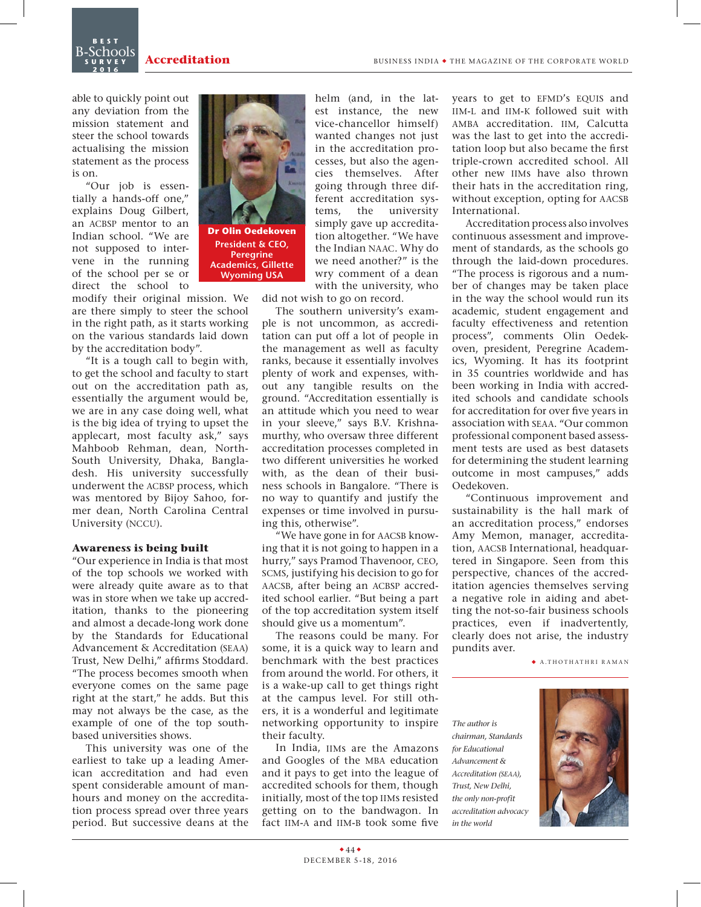able to quickly point out any deviation from the mission statement and steer the school towards actualising the mission statement as the process is on.

"Our job is essentially a hands-off one," explains Doug Gilbert, an ACBSP mentor to an Indian school. "We are not supposed to intervene in the running of the school per se or direct the school to modify their original mission. We are there simply to steer the school in the right path, as it starts working on the various standards laid down by the accreditation body".

"It is a tough call to begin with, to get the school and faculty to start out on the accreditation path as, essentially the argument would be, we are in any case doing well, what is the big idea of trying to upset the applecart, most faculty ask," says Mahboob Rehman, dean, North-South University, Dhaka, Bangladesh. His university successfully underwent the ACBSP process, which was mentored by Bijoy Sahoo, former dean, North Carolina Central University (NCCU).

**Dr Olin Oedekoven**
President & CEO, Peregrine Academics, Gillette Wyoming USA

### Awareness is being built

"Our experience in India is that most of the top schools we worked with were already quite aware as to that was in store when we take up accreditation, thanks to the pioneering and almost a decade-long work done by the Standards for Educational Advancement & Accreditation (SEAA) Trust, New Delhi," affirms Stoddard. "The process becomes smooth when everyone comes on the same page right at the start," he adds. But this may not always be the case, as the example of one of the top south-based universities shows.

This university was one of the earliest to take up a leading American accreditation and had even spent considerable amount of man-hours and money on the accreditation process spread over three years period. But successive deans at the helm (and, in the latest instance, the new vice-chancellor himself) wanted changes not just in the accreditation processes, but also the agencies themselves. After going through three different accreditation systems, the university simply gave up accreditation altogether. "We have the Indian NAAC. Why do we need another?" is the wry comment of a dean with the university, who did not wish to go on record.

The southern university's example is not uncommon, as accreditation can put off a lot of people in the management as well as faculty ranks, because it essentially involves plenty of work and expenses, without any tangible results on the ground. "Accreditation essentially is an attitude which you need to wear in your sleeve," says B.V. Krishnamurthy, who oversaw three different accreditation processes completed in two different universities he worked with, as the dean of their business schools in Bangalore. "There is no way to quantify and justify the expenses or time involved in pursuing this, otherwise".

"We have gone in for AACSB knowing that it is not going to happen in a hurry," says Pramod Thavenoor, CEO, SCMS, justifying his decision to go for AACSB, after being an ACBSP accredited school earlier. "But being a part of the top accreditation system itself should give us a momentum".

The reasons could be many. For some, it is a quick way to learn and benchmark with the best practices from around the world. For others, it is a wake-up call to get things right at the campus level. But for still others, it is a wonderful and legitimate networking opportunity to inspire their faculty.

In India, IIMs are the Amazons and Googles of the MBA education and it pays to get into the league of accredited schools for them, though initially, most of the top IIMs resisted getting on to the bandwagon. In fact IIM-A and IIM-B took some five years to get to EFMD's EQUIS and IIM-L and IIM-K followed suit with AMBA accreditation. IIM, Calcutta was the last to get into the accreditation loop but also became the first triple-crown accredited school. All other new IIMs have also thrown their hats in the accreditation ring, without exception, opting for AACSB International.

Accreditation process also involves continuous assessment and improvement of standards, as the schools go through the laid-down procedures. "The process is rigorous and a number of changes may be taken place in the way the school would run its academic, student engagement and faculty effectiveness and retention process", comments Olin Oedekoven, president, Peregrine Academics, Wyoming. It has its footprint in 35 countries worldwide and has been working in India with accredited schools and candidate schools for accreditation for over five years in association with SEAA. "Our common professional component based assessment tests are used as best datasets for determining the student learning outcome in most campuses," adds Oedekoven.

"Continuous improvement and sustainability is the hall mark of an accreditation process," endorses Amy Memon, manager, accreditation, AACSB International, headquartered in Singapore. Seen from this perspective, chances of the accreditation agencies themselves serving a negative role in aiding and abetting the not-so-fair business schools practices, even if inadvertently, clearly does not arise, the industry pundits aver.

◆ A.THOTHATHRI RAMAN

*The author is chairman, Standards for Educational Advancement & Accreditation (SEAA), Trust, New Delhi, the only non-profit accreditation advocacy in the world*